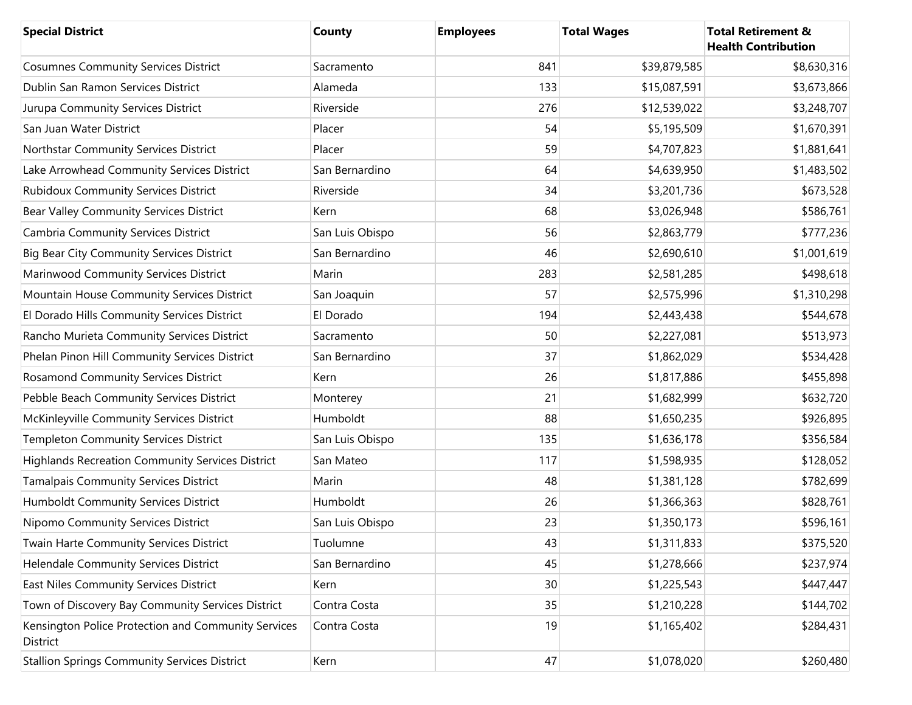| Special District | County | Employees | Total Wages | Total Retirement & Health Contribution |
|---|---|---|---|---|
| Cosumnes Community Services District | Sacramento | 841 | $39,879,585 | $8,630,316 |
| Dublin San Ramon Services District | Alameda | 133 | $15,087,591 | $3,673,866 |
| Jurupa Community Services District | Riverside | 276 | $12,539,022 | $3,248,707 |
| San Juan Water District | Placer | 54 | $5,195,509 | $1,670,391 |
| Northstar Community Services District | Placer | 59 | $4,707,823 | $1,881,641 |
| Lake Arrowhead Community Services District | San Bernardino | 64 | $4,639,950 | $1,483,502 |
| Rubidoux Community Services District | Riverside | 34 | $3,201,736 | $673,528 |
| Bear Valley Community Services District | Kern | 68 | $3,026,948 | $586,761 |
| Cambria Community Services District | San Luis Obispo | 56 | $2,863,779 | $777,236 |
| Big Bear City Community Services District | San Bernardino | 46 | $2,690,610 | $1,001,619 |
| Marinwood Community Services District | Marin | 283 | $2,581,285 | $498,618 |
| Mountain House Community Services District | San Joaquin | 57 | $2,575,996 | $1,310,298 |
| El Dorado Hills Community Services District | El Dorado | 194 | $2,443,438 | $544,678 |
| Rancho Murieta Community Services District | Sacramento | 50 | $2,227,081 | $513,973 |
| Phelan Pinon Hill Community Services District | San Bernardino | 37 | $1,862,029 | $534,428 |
| Rosamond Community Services District | Kern | 26 | $1,817,886 | $455,898 |
| Pebble Beach Community Services District | Monterey | 21 | $1,682,999 | $632,720 |
| McKinleyville Community Services District | Humboldt | 88 | $1,650,235 | $926,895 |
| Templeton Community Services District | San Luis Obispo | 135 | $1,636,178 | $356,584 |
| Highlands Recreation Community Services District | San Mateo | 117 | $1,598,935 | $128,052 |
| Tamalpais Community Services District | Marin | 48 | $1,381,128 | $782,699 |
| Humboldt Community Services District | Humboldt | 26 | $1,366,363 | $828,761 |
| Nipomo Community Services District | San Luis Obispo | 23 | $1,350,173 | $596,161 |
| Twain Harte Community Services District | Tuolumne | 43 | $1,311,833 | $375,520 |
| Helendale Community Services District | San Bernardino | 45 | $1,278,666 | $237,974 |
| East Niles Community Services District | Kern | 30 | $1,225,543 | $447,447 |
| Town of Discovery Bay Community Services District | Contra Costa | 35 | $1,210,228 | $144,702 |
| Kensington Police Protection and Community Services District | Contra Costa | 19 | $1,165,402 | $284,431 |
| Stallion Springs Community Services District | Kern | 47 | $1,078,020 | $260,480 |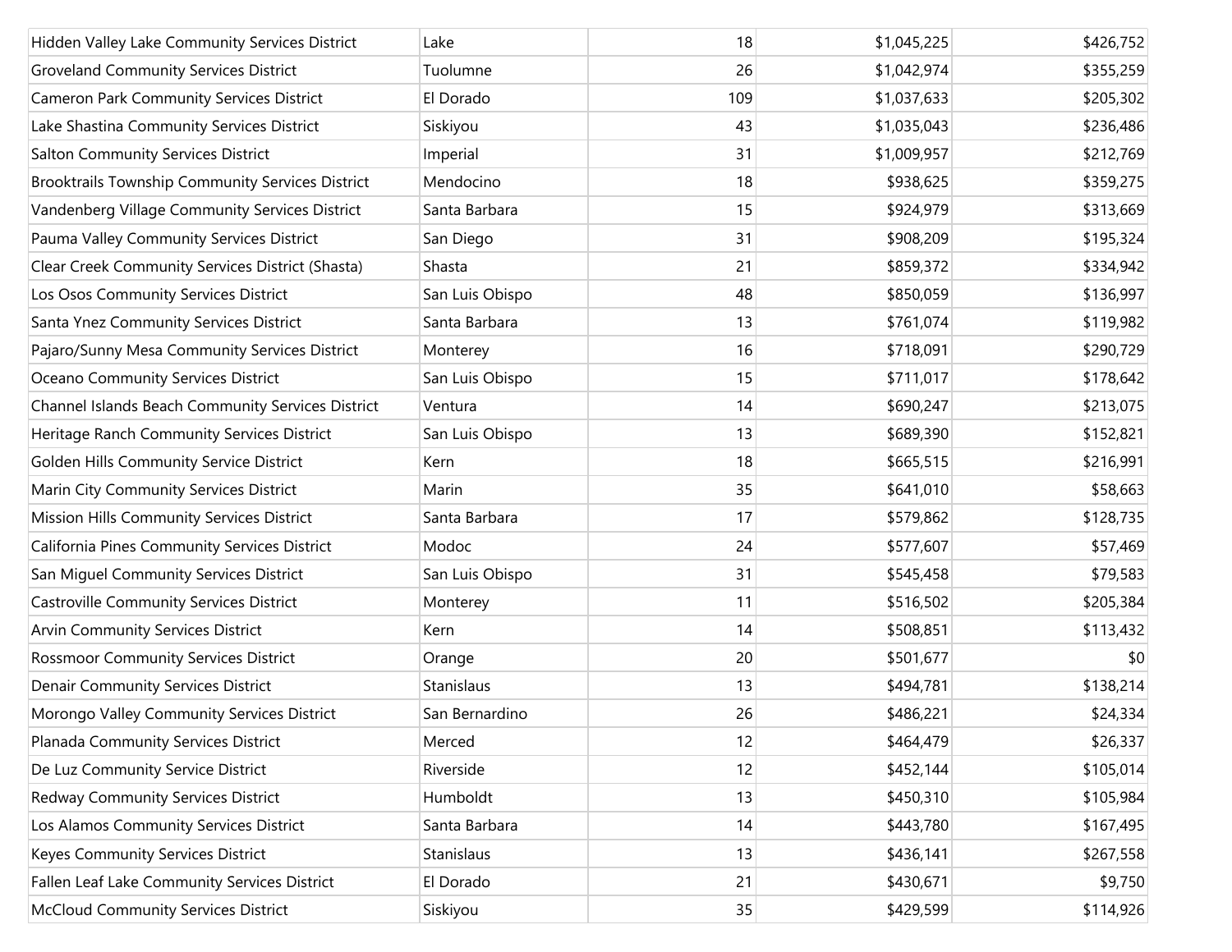| | | | | |
|---|---|---|---|---|
| Hidden Valley Lake Community Services District | Lake | 18 | $1,045,225 | $426,752 |
| Groveland Community Services District | Tuolumne | 26 | $1,042,974 | $355,259 |
| Cameron Park Community Services District | El Dorado | 109 | $1,037,633 | $205,302 |
| Lake Shastina Community Services District | Siskiyou | 43 | $1,035,043 | $236,486 |
| Salton Community Services District | Imperial | 31 | $1,009,957 | $212,769 |
| Brooktrails Township Community Services District | Mendocino | 18 | $938,625 | $359,275 |
| Vandenberg Village Community Services District | Santa Barbara | 15 | $924,979 | $313,669 |
| Pauma Valley Community Services District | San Diego | 31 | $908,209 | $195,324 |
| Clear Creek Community Services District (Shasta) | Shasta | 21 | $859,372 | $334,942 |
| Los Osos Community Services District | San Luis Obispo | 48 | $850,059 | $136,997 |
| Santa Ynez Community Services District | Santa Barbara | 13 | $761,074 | $119,982 |
| Pajaro/Sunny Mesa Community Services District | Monterey | 16 | $718,091 | $290,729 |
| Oceano Community Services District | San Luis Obispo | 15 | $711,017 | $178,642 |
| Channel Islands Beach Community Services District | Ventura | 14 | $690,247 | $213,075 |
| Heritage Ranch Community Services District | San Luis Obispo | 13 | $689,390 | $152,821 |
| Golden Hills Community Service District | Kern | 18 | $665,515 | $216,991 |
| Marin City Community Services District | Marin | 35 | $641,010 | $58,663 |
| Mission Hills Community Services District | Santa Barbara | 17 | $579,862 | $128,735 |
| California Pines Community Services District | Modoc | 24 | $577,607 | $57,469 |
| San Miguel Community Services District | San Luis Obispo | 31 | $545,458 | $79,583 |
| Castroville Community Services District | Monterey | 11 | $516,502 | $205,384 |
| Arvin Community Services District | Kern | 14 | $508,851 | $113,432 |
| Rossmoor Community Services District | Orange | 20 | $501,677 | $0 |
| Denair Community Services District | Stanislaus | 13 | $494,781 | $138,214 |
| Morongo Valley Community Services District | San Bernardino | 26 | $486,221 | $24,334 |
| Planada Community Services District | Merced | 12 | $464,479 | $26,337 |
| De Luz Community Service District | Riverside | 12 | $452,144 | $105,014 |
| Redway Community Services District | Humboldt | 13 | $450,310 | $105,984 |
| Los Alamos Community Services District | Santa Barbara | 14 | $443,780 | $167,495 |
| Keyes Community Services District | Stanislaus | 13 | $436,141 | $267,558 |
| Fallen Leaf Lake Community Services District | El Dorado | 21 | $430,671 | $9,750 |
| McCloud Community Services District | Siskiyou | 35 | $429,599 | $114,926 |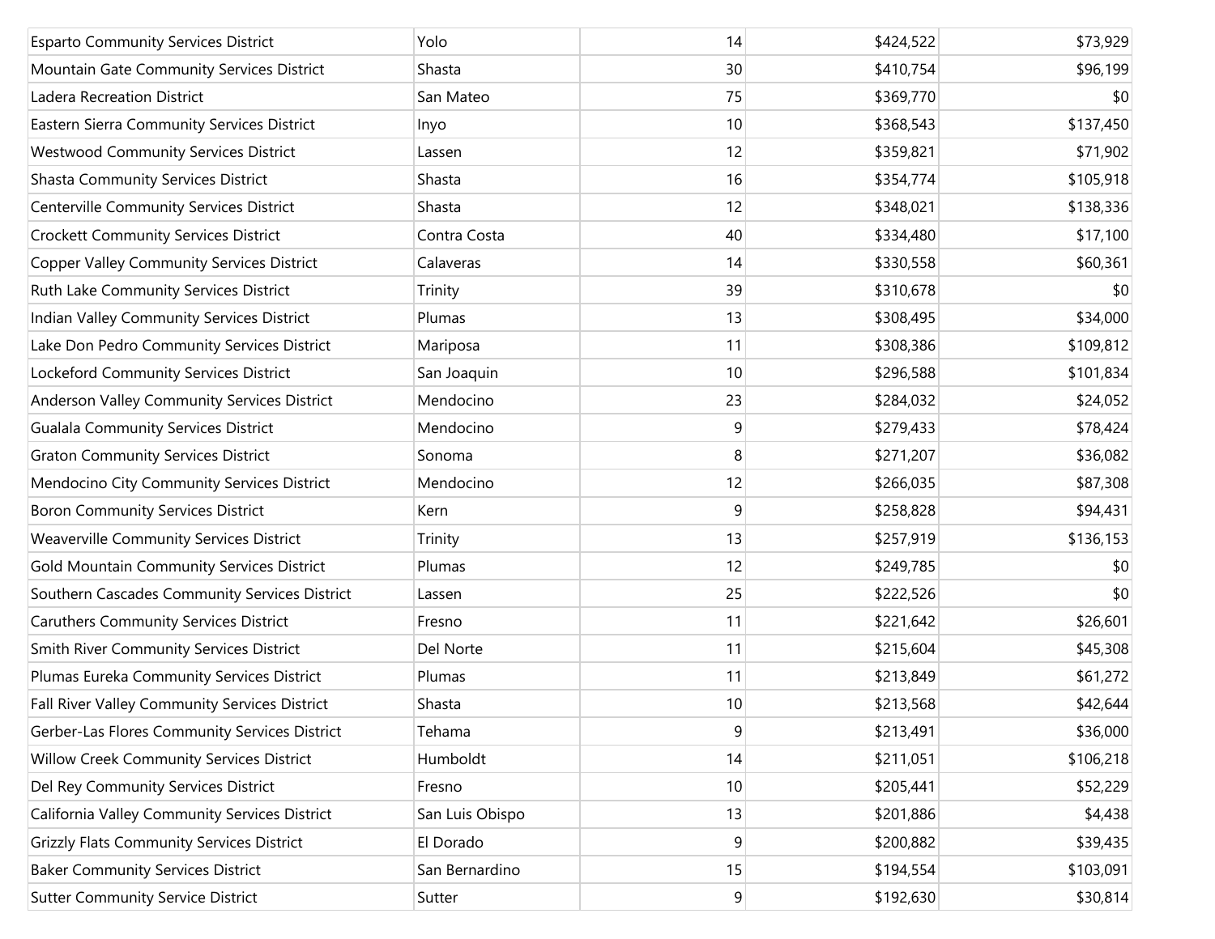| | | | | |
|---|---|---|---|---|
| Esparto Community Services District | Yolo | 14 | $424,522 | $73,929 |
| Mountain Gate Community Services District | Shasta | 30 | $410,754 | $96,199 |
| Ladera Recreation District | San Mateo | 75 | $369,770 | $0 |
| Eastern Sierra Community Services District | Inyo | 10 | $368,543 | $137,450 |
| Westwood Community Services District | Lassen | 12 | $359,821 | $71,902 |
| Shasta Community Services District | Shasta | 16 | $354,774 | $105,918 |
| Centerville Community Services District | Shasta | 12 | $348,021 | $138,336 |
| Crockett Community Services District | Contra Costa | 40 | $334,480 | $17,100 |
| Copper Valley Community Services District | Calaveras | 14 | $330,558 | $60,361 |
| Ruth Lake Community Services District | Trinity | 39 | $310,678 | $0 |
| Indian Valley Community Services District | Plumas | 13 | $308,495 | $34,000 |
| Lake Don Pedro Community Services District | Mariposa | 11 | $308,386 | $109,812 |
| Lockeford Community Services District | San Joaquin | 10 | $296,588 | $101,834 |
| Anderson Valley Community Services District | Mendocino | 23 | $284,032 | $24,052 |
| Gualala Community Services District | Mendocino | 9 | $279,433 | $78,424 |
| Graton Community Services District | Sonoma | 8 | $271,207 | $36,082 |
| Mendocino City Community Services District | Mendocino | 12 | $266,035 | $87,308 |
| Boron Community Services District | Kern | 9 | $258,828 | $94,431 |
| Weaverville Community Services District | Trinity | 13 | $257,919 | $136,153 |
| Gold Mountain Community Services District | Plumas | 12 | $249,785 | $0 |
| Southern Cascades Community Services District | Lassen | 25 | $222,526 | $0 |
| Caruthers Community Services District | Fresno | 11 | $221,642 | $26,601 |
| Smith River Community Services District | Del Norte | 11 | $215,604 | $45,308 |
| Plumas Eureka Community Services District | Plumas | 11 | $213,849 | $61,272 |
| Fall River Valley Community Services District | Shasta | 10 | $213,568 | $42,644 |
| Gerber-Las Flores Community Services District | Tehama | 9 | $213,491 | $36,000 |
| Willow Creek Community Services District | Humboldt | 14 | $211,051 | $106,218 |
| Del Rey Community Services District | Fresno | 10 | $205,441 | $52,229 |
| California Valley Community Services District | San Luis Obispo | 13 | $201,886 | $4,438 |
| Grizzly Flats Community Services District | El Dorado | 9 | $200,882 | $39,435 |
| Baker Community Services District | San Bernardino | 15 | $194,554 | $103,091 |
| Sutter Community Service District | Sutter | 9 | $192,630 | $30,814 |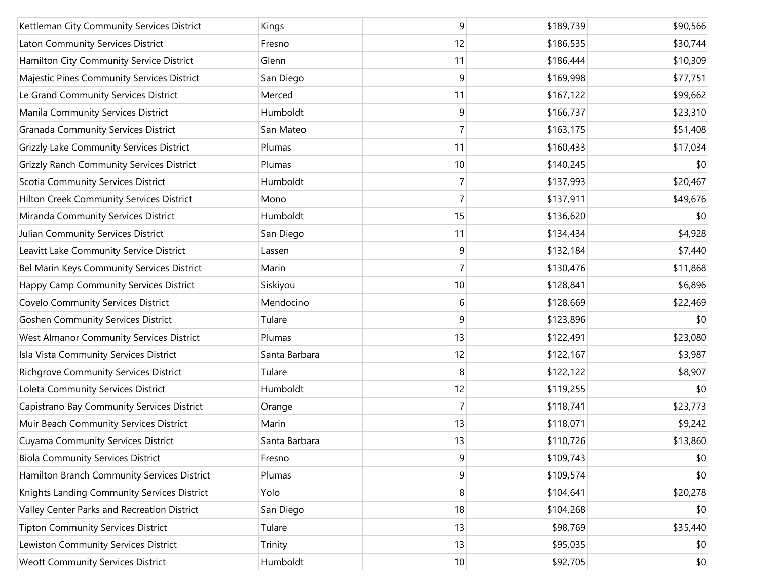| | | | | |
|---|---|---|---|---|
| Kettleman City Community Services District | Kings | 9 | $189,739 | $90,566 |
| Laton Community Services District | Fresno | 12 | $186,535 | $30,744 |
| Hamilton City Community Service District | Glenn | 11 | $186,444 | $10,309 |
| Majestic Pines Community Services District | San Diego | 9 | $169,998 | $77,751 |
| Le Grand Community Services District | Merced | 11 | $167,122 | $99,662 |
| Manila Community Services District | Humboldt | 9 | $166,737 | $23,310 |
| Granada Community Services District | San Mateo | 7 | $163,175 | $51,408 |
| Grizzly Lake Community Services District | Plumas | 11 | $160,433 | $17,034 |
| Grizzly Ranch Community Services District | Plumas | 10 | $140,245 | $0 |
| Scotia Community Services District | Humboldt | 7 | $137,993 | $20,467 |
| Hilton Creek Community Services District | Mono | 7 | $137,911 | $49,676 |
| Miranda Community Services District | Humboldt | 15 | $136,620 | $0 |
| Julian Community Services District | San Diego | 11 | $134,434 | $4,928 |
| Leavitt Lake Community Service District | Lassen | 9 | $132,184 | $7,440 |
| Bel Marin Keys Community Services District | Marin | 7 | $130,476 | $11,868 |
| Happy Camp Community Services District | Siskiyou | 10 | $128,841 | $6,896 |
| Covelo Community Services District | Mendocino | 6 | $128,669 | $22,469 |
| Goshen Community Services District | Tulare | 9 | $123,896 | $0 |
| West Almanor Community Services District | Plumas | 13 | $122,491 | $23,080 |
| Isla Vista Community Services District | Santa Barbara | 12 | $122,167 | $3,987 |
| Richgrove Community Services District | Tulare | 8 | $122,122 | $8,907 |
| Loleta Community Services District | Humboldt | 12 | $119,255 | $0 |
| Capistrano Bay Community Services District | Orange | 7 | $118,741 | $23,773 |
| Muir Beach Community Services District | Marin | 13 | $118,071 | $9,242 |
| Cuyama Community Services District | Santa Barbara | 13 | $110,726 | $13,860 |
| Biola Community Services District | Fresno | 9 | $109,743 | $0 |
| Hamilton Branch Community Services District | Plumas | 9 | $109,574 | $0 |
| Knights Landing Community Services District | Yolo | 8 | $104,641 | $20,278 |
| Valley Center Parks and Recreation District | San Diego | 18 | $104,268 | $0 |
| Tipton Community Services District | Tulare | 13 | $98,769 | $35,440 |
| Lewiston Community Services District | Trinity | 13 | $95,035 | $0 |
| Weott Community Services District | Humboldt | 10 | $92,705 | $0 |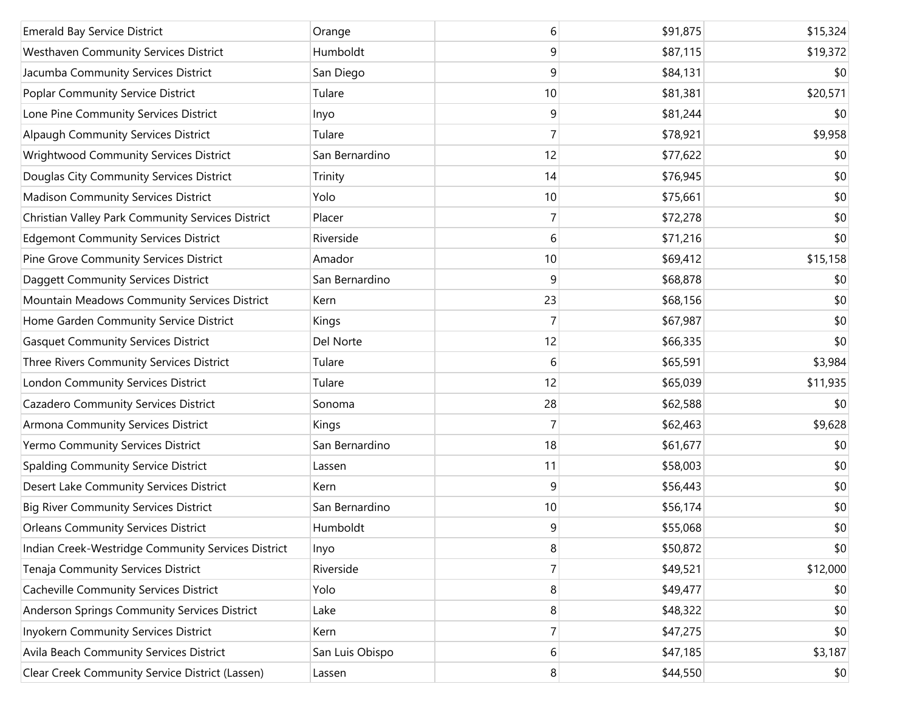| | | | | |
|---|---|---|---|---|
| Emerald Bay Service District | Orange | 6 | $91,875 | $15,324 |
| Westhaven Community Services District | Humboldt | 9 | $87,115 | $19,372 |
| Jacumba Community Services District | San Diego | 9 | $84,131 | $0 |
| Poplar Community Service District | Tulare | 10 | $81,381 | $20,571 |
| Lone Pine Community Services District | Inyo | 9 | $81,244 | $0 |
| Alpaugh Community Services District | Tulare | 7 | $78,921 | $9,958 |
| Wrightwood Community Services District | San Bernardino | 12 | $77,622 | $0 |
| Douglas City Community Services District | Trinity | 14 | $76,945 | $0 |
| Madison Community Services District | Yolo | 10 | $75,661 | $0 |
| Christian Valley Park Community Services District | Placer | 7 | $72,278 | $0 |
| Edgemont Community Services District | Riverside | 6 | $71,216 | $0 |
| Pine Grove Community Services District | Amador | 10 | $69,412 | $15,158 |
| Daggett Community Services District | San Bernardino | 9 | $68,878 | $0 |
| Mountain Meadows Community Services District | Kern | 23 | $68,156 | $0 |
| Home Garden Community Service District | Kings | 7 | $67,987 | $0 |
| Gasquet Community Services District | Del Norte | 12 | $66,335 | $0 |
| Three Rivers Community Services District | Tulare | 6 | $65,591 | $3,984 |
| London Community Services District | Tulare | 12 | $65,039 | $11,935 |
| Cazadero Community Services District | Sonoma | 28 | $62,588 | $0 |
| Armona Community Services District | Kings | 7 | $62,463 | $9,628 |
| Yermo Community Services District | San Bernardino | 18 | $61,677 | $0 |
| Spalding Community Service District | Lassen | 11 | $58,003 | $0 |
| Desert Lake Community Services District | Kern | 9 | $56,443 | $0 |
| Big River Community Services District | San Bernardino | 10 | $56,174 | $0 |
| Orleans Community Services District | Humboldt | 9 | $55,068 | $0 |
| Indian Creek-Westridge Community Services District | Inyo | 8 | $50,872 | $0 |
| Tenaja Community Services District | Riverside | 7 | $49,521 | $12,000 |
| Cacheville Community Services District | Yolo | 8 | $49,477 | $0 |
| Anderson Springs Community Services District | Lake | 8 | $48,322 | $0 |
| Inyokern Community Services District | Kern | 7 | $47,275 | $0 |
| Avila Beach Community Services District | San Luis Obispo | 6 | $47,185 | $3,187 |
| Clear Creek Community Service District (Lassen) | Lassen | 8 | $44,550 | $0 |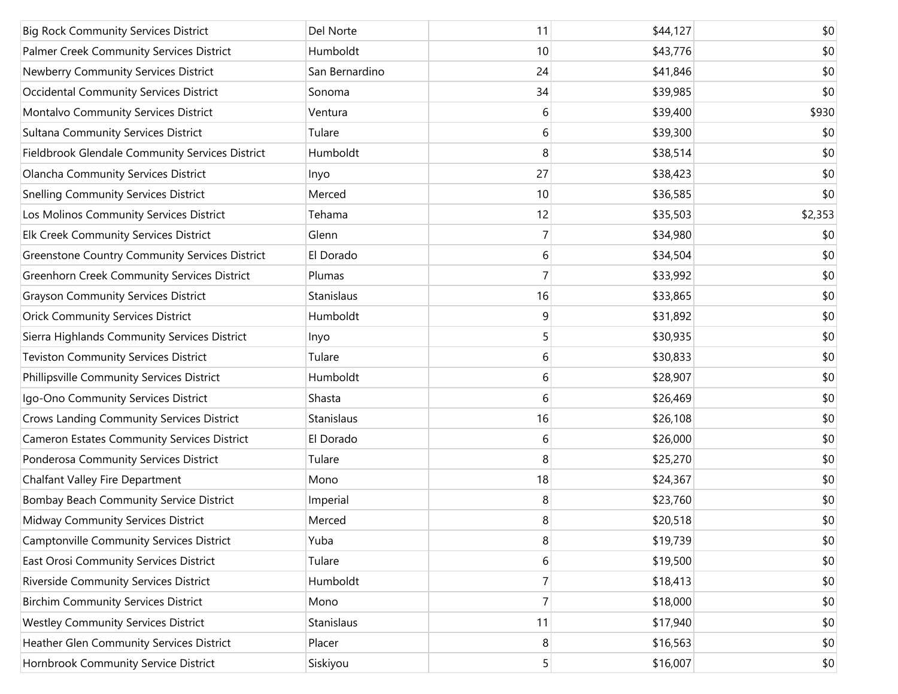| | | | | |
|---|---|---|---|---|
| Big Rock Community Services District | Del Norte | 11 | $44,127 | $0 |
| Palmer Creek Community Services District | Humboldt | 10 | $43,776 | $0 |
| Newberry Community Services District | San Bernardino | 24 | $41,846 | $0 |
| Occidental Community Services District | Sonoma | 34 | $39,985 | $0 |
| Montalvo Community Services District | Ventura | 6 | $39,400 | $930 |
| Sultana Community Services District | Tulare | 6 | $39,300 | $0 |
| Fieldbrook Glendale Community Services District | Humboldt | 8 | $38,514 | $0 |
| Olancha Community Services District | Inyo | 27 | $38,423 | $0 |
| Snelling Community Services District | Merced | 10 | $36,585 | $0 |
| Los Molinos Community Services District | Tehama | 12 | $35,503 | $2,353 |
| Elk Creek Community Services District | Glenn | 7 | $34,980 | $0 |
| Greenstone Country Community Services District | El Dorado | 6 | $34,504 | $0 |
| Greenhorn Creek Community Services District | Plumas | 7 | $33,992 | $0 |
| Grayson Community Services District | Stanislaus | 16 | $33,865 | $0 |
| Orick Community Services District | Humboldt | 9 | $31,892 | $0 |
| Sierra Highlands Community Services District | Inyo | 5 | $30,935 | $0 |
| Teviston Community Services District | Tulare | 6 | $30,833 | $0 |
| Phillipsville Community Services District | Humboldt | 6 | $28,907 | $0 |
| Igo-Ono Community Services District | Shasta | 6 | $26,469 | $0 |
| Crows Landing Community Services District | Stanislaus | 16 | $26,108 | $0 |
| Cameron Estates Community Services District | El Dorado | 6 | $26,000 | $0 |
| Ponderosa Community Services District | Tulare | 8 | $25,270 | $0 |
| Chalfant Valley Fire Department | Mono | 18 | $24,367 | $0 |
| Bombay Beach Community Service District | Imperial | 8 | $23,760 | $0 |
| Midway Community Services District | Merced | 8 | $20,518 | $0 |
| Camptonville Community Services District | Yuba | 8 | $19,739 | $0 |
| East Orosi Community Services District | Tulare | 6 | $19,500 | $0 |
| Riverside Community Services District | Humboldt | 7 | $18,413 | $0 |
| Birchim Community Services District | Mono | 7 | $18,000 | $0 |
| Westley Community Services District | Stanislaus | 11 | $17,940 | $0 |
| Heather Glen Community Services District | Placer | 8 | $16,563 | $0 |
| Hornbrook Community Service District | Siskiyou | 5 | $16,007 | $0 |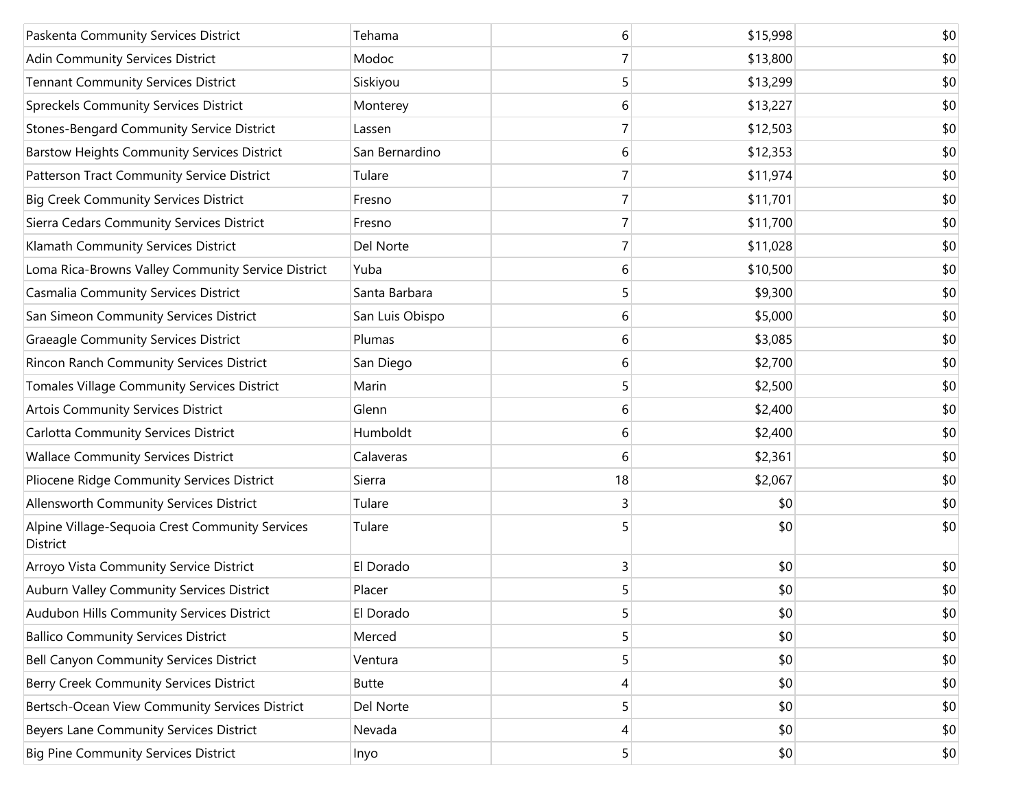| | | | | |
|---|---|---|---|---|
| Paskenta Community Services District | Tehama | 6 | $15,998 | $0 |
| Adin Community Services District | Modoc | 7 | $13,800 | $0 |
| Tennant Community Services District | Siskiyou | 5 | $13,299 | $0 |
| Spreckels Community Services District | Monterey | 6 | $13,227 | $0 |
| Stones-Bengard Community Service District | Lassen | 7 | $12,503 | $0 |
| Barstow Heights Community Services District | San Bernardino | 6 | $12,353 | $0 |
| Patterson Tract Community Service District | Tulare | 7 | $11,974 | $0 |
| Big Creek Community Services District | Fresno | 7 | $11,701 | $0 |
| Sierra Cedars Community Services District | Fresno | 7 | $11,700 | $0 |
| Klamath Community Services District | Del Norte | 7 | $11,028 | $0 |
| Loma Rica-Browns Valley Community Service District | Yuba | 6 | $10,500 | $0 |
| Casmalia Community Services District | Santa Barbara | 5 | $9,300 | $0 |
| San Simeon Community Services District | San Luis Obispo | 6 | $5,000 | $0 |
| Graeagle Community Services District | Plumas | 6 | $3,085 | $0 |
| Rincon Ranch Community Services District | San Diego | 6 | $2,700 | $0 |
| Tomales Village Community Services District | Marin | 5 | $2,500 | $0 |
| Artois Community Services District | Glenn | 6 | $2,400 | $0 |
| Carlotta Community Services District | Humboldt | 6 | $2,400 | $0 |
| Wallace Community Services District | Calaveras | 6 | $2,361 | $0 |
| Pliocene Ridge Community Services District | Sierra | 18 | $2,067 | $0 |
| Allensworth Community Services District | Tulare | 3 | $0 | $0 |
| Alpine Village-Sequoia Crest Community Services District | Tulare | 5 | $0 | $0 |
| Arroyo Vista Community Service District | El Dorado | 3 | $0 | $0 |
| Auburn Valley Community Services District | Placer | 5 | $0 | $0 |
| Audubon Hills Community Services District | El Dorado | 5 | $0 | $0 |
| Ballico Community Services District | Merced | 5 | $0 | $0 |
| Bell Canyon Community Services District | Ventura | 5 | $0 | $0 |
| Berry Creek Community Services District | Butte | 4 | $0 | $0 |
| Bertsch-Ocean View Community Services District | Del Norte | 5 | $0 | $0 |
| Beyers Lane Community Services District | Nevada | 4 | $0 | $0 |
| Big Pine Community Services District | Inyo | 5 | $0 | $0 |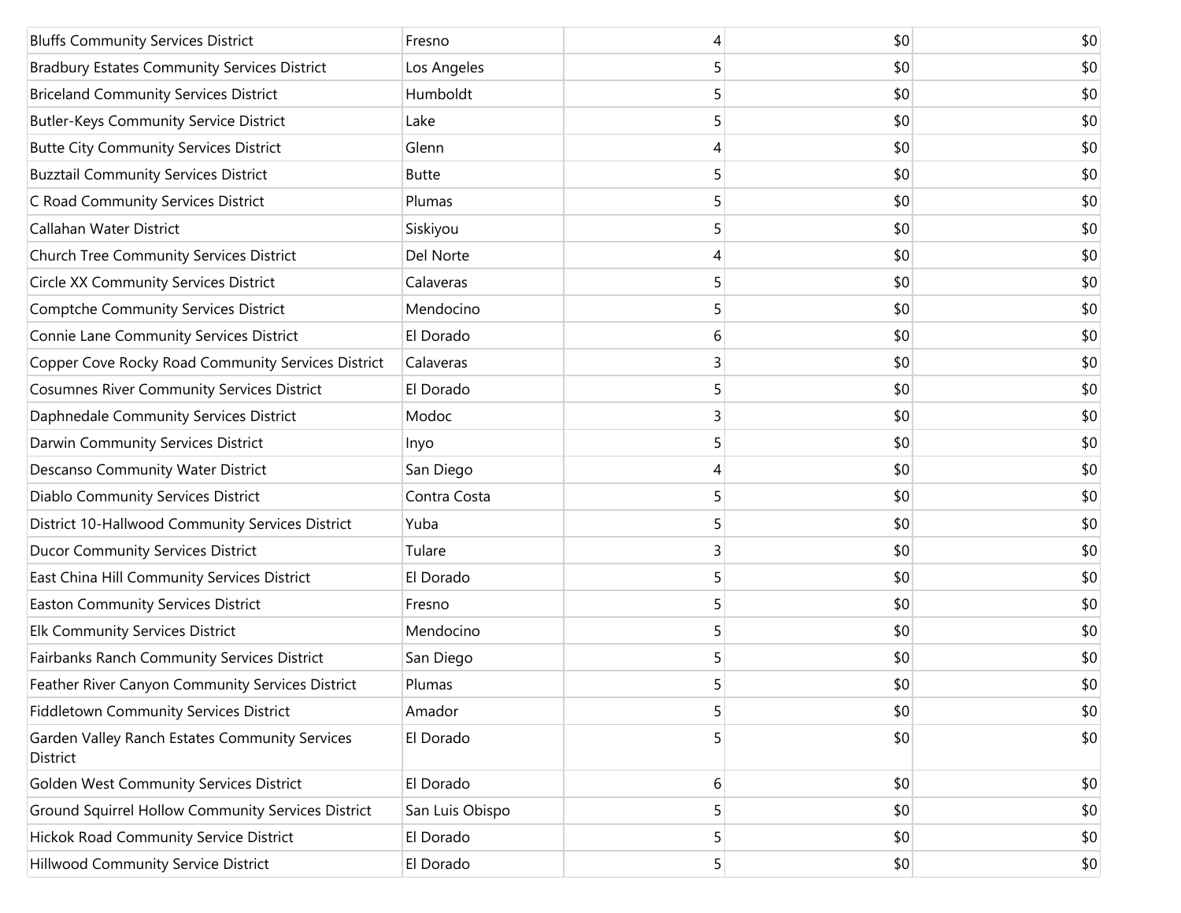| | | | | |
|---|---|---|---|---|
| Bluffs Community Services District | Fresno | 4 | $0 | $0 |
| Bradbury Estates Community Services District | Los Angeles | 5 | $0 | $0 |
| Briceland Community Services District | Humboldt | 5 | $0 | $0 |
| Butler-Keys Community Service District | Lake | 5 | $0 | $0 |
| Butte City Community Services District | Glenn | 4 | $0 | $0 |
| Buzztail Community Services District | Butte | 5 | $0 | $0 |
| C Road Community Services District | Plumas | 5 | $0 | $0 |
| Callahan Water District | Siskiyou | 5 | $0 | $0 |
| Church Tree Community Services District | Del Norte | 4 | $0 | $0 |
| Circle XX Community Services District | Calaveras | 5 | $0 | $0 |
| Comptche Community Services District | Mendocino | 5 | $0 | $0 |
| Connie Lane Community Services District | El Dorado | 6 | $0 | $0 |
| Copper Cove Rocky Road Community Services District | Calaveras | 3 | $0 | $0 |
| Cosumnes River Community Services District | El Dorado | 5 | $0 | $0 |
| Daphnedale Community Services District | Modoc | 3 | $0 | $0 |
| Darwin Community Services District | Inyo | 5 | $0 | $0 |
| Descanso Community Water District | San Diego | 4 | $0 | $0 |
| Diablo Community Services District | Contra Costa | 5 | $0 | $0 |
| District 10-Hallwood Community Services District | Yuba | 5 | $0 | $0 |
| Ducor Community Services District | Tulare | 3 | $0 | $0 |
| East China Hill Community Services District | El Dorado | 5 | $0 | $0 |
| Easton Community Services District | Fresno | 5 | $0 | $0 |
| Elk Community Services District | Mendocino | 5 | $0 | $0 |
| Fairbanks Ranch Community Services District | San Diego | 5 | $0 | $0 |
| Feather River Canyon Community Services District | Plumas | 5 | $0 | $0 |
| Fiddletown Community Services District | Amador | 5 | $0 | $0 |
| Garden Valley Ranch Estates Community Services District | El Dorado | 5 | $0 | $0 |
| Golden West Community Services District | El Dorado | 6 | $0 | $0 |
| Ground Squirrel Hollow Community Services District | San Luis Obispo | 5 | $0 | $0 |
| Hickok Road Community Service District | El Dorado | 5 | $0 | $0 |
| Hillwood Community Service District | El Dorado | 5 | $0 | $0 |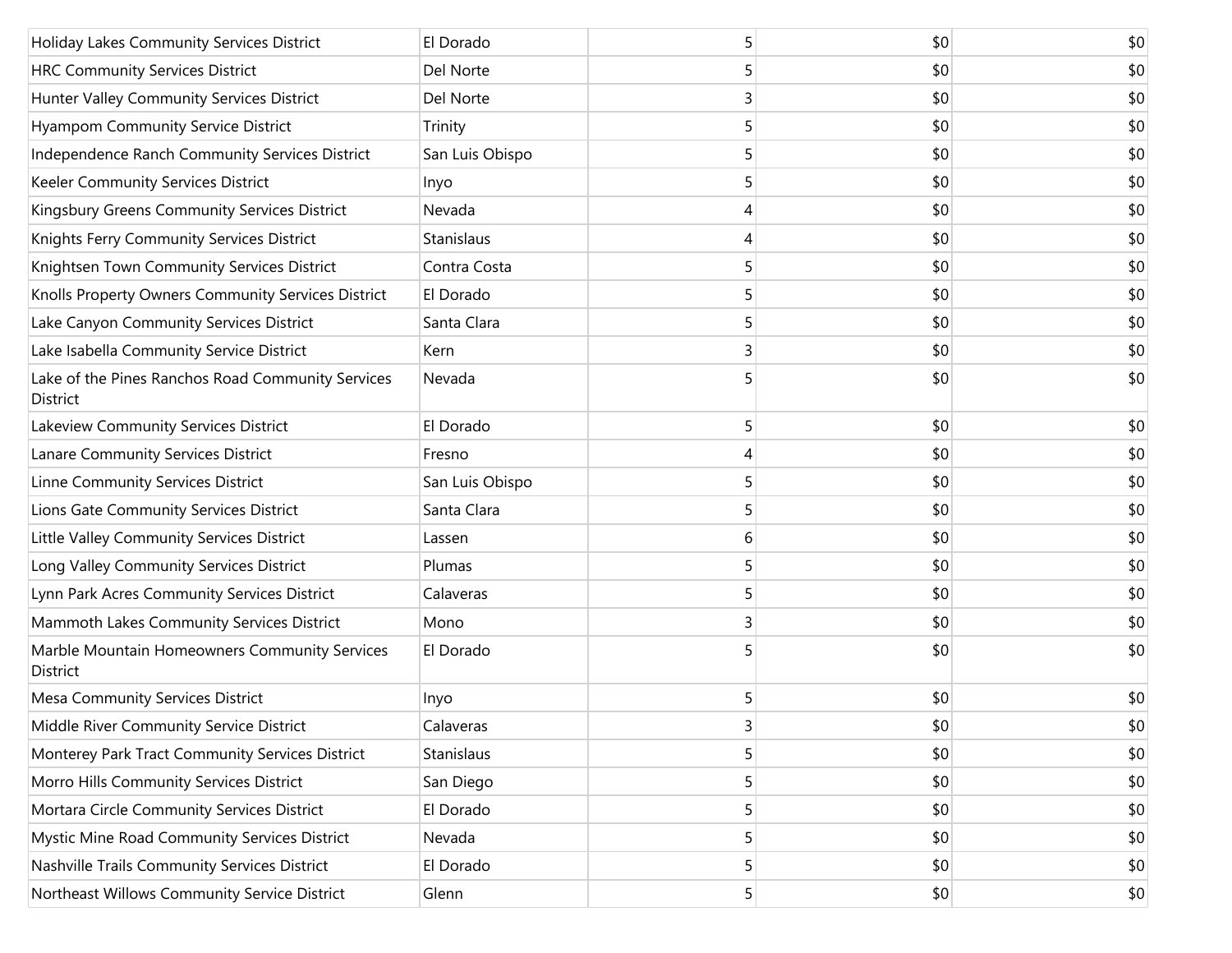| | | | | |
|---|---|---|---|---|
| Holiday Lakes Community Services District | El Dorado | 5 | $0 | $0 |
| HRC Community Services District | Del Norte | 5 | $0 | $0 |
| Hunter Valley Community Services District | Del Norte | 3 | $0 | $0 |
| Hyampom Community Service District | Trinity | 5 | $0 | $0 |
| Independence Ranch Community Services District | San Luis Obispo | 5 | $0 | $0 |
| Keeler Community Services District | Inyo | 5 | $0 | $0 |
| Kingsbury Greens Community Services District | Nevada | 4 | $0 | $0 |
| Knights Ferry Community Services District | Stanislaus | 4 | $0 | $0 |
| Knightsen Town Community Services District | Contra Costa | 5 | $0 | $0 |
| Knolls Property Owners Community Services District | El Dorado | 5 | $0 | $0 |
| Lake Canyon Community Services District | Santa Clara | 5 | $0 | $0 |
| Lake Isabella Community Service District | Kern | 3 | $0 | $0 |
| Lake of the Pines Ranchos Road Community Services District | Nevada | 5 | $0 | $0 |
| Lakeview Community Services District | El Dorado | 5 | $0 | $0 |
| Lanare Community Services District | Fresno | 4 | $0 | $0 |
| Linne Community Services District | San Luis Obispo | 5 | $0 | $0 |
| Lions Gate Community Services District | Santa Clara | 5 | $0 | $0 |
| Little Valley Community Services District | Lassen | 6 | $0 | $0 |
| Long Valley Community Services District | Plumas | 5 | $0 | $0 |
| Lynn Park Acres Community Services District | Calaveras | 5 | $0 | $0 |
| Mammoth Lakes Community Services District | Mono | 3 | $0 | $0 |
| Marble Mountain Homeowners Community Services District | El Dorado | 5 | $0 | $0 |
| Mesa Community Services District | Inyo | 5 | $0 | $0 |
| Middle River Community Service District | Calaveras | 3 | $0 | $0 |
| Monterey Park Tract Community Services District | Stanislaus | 5 | $0 | $0 |
| Morro Hills Community Services District | San Diego | 5 | $0 | $0 |
| Mortara Circle Community Services District | El Dorado | 5 | $0 | $0 |
| Mystic Mine Road Community Services District | Nevada | 5 | $0 | $0 |
| Nashville Trails Community Services District | El Dorado | 5 | $0 | $0 |
| Northeast Willows Community Service District | Glenn | 5 | $0 | $0 |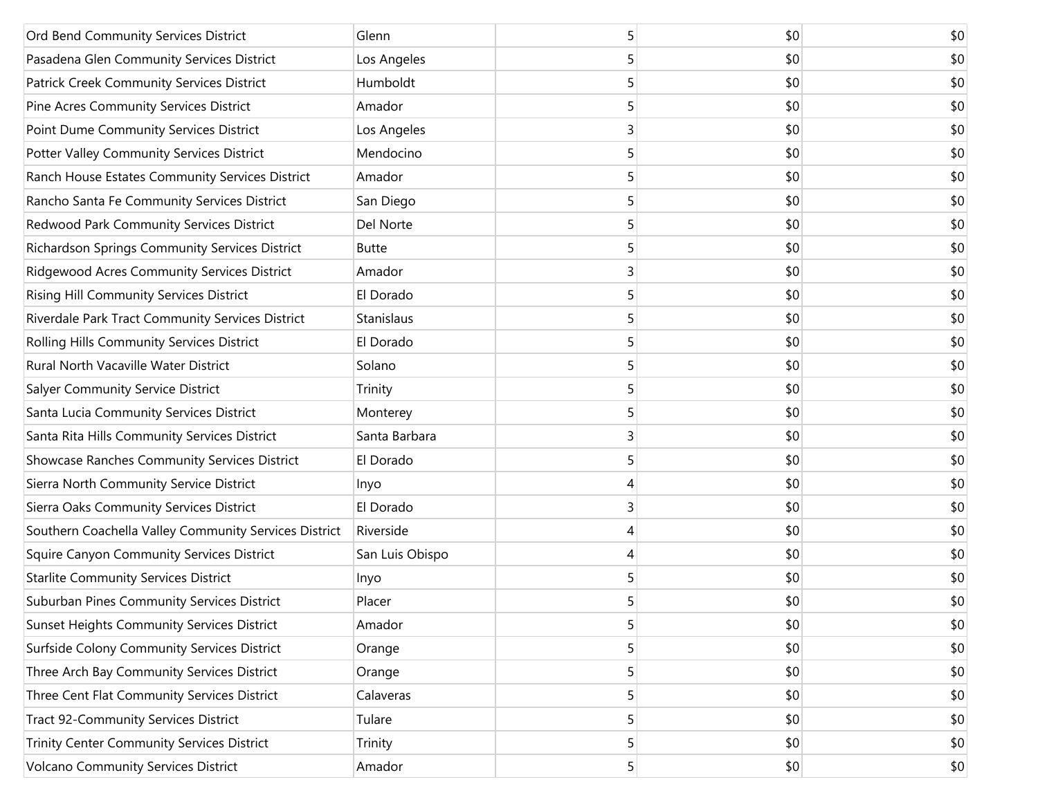| | | | | |
|---|---|---|---|---|
| Ord Bend Community Services District | Glenn | 5 | $0 | $0 |
| Pasadena Glen Community Services District | Los Angeles | 5 | $0 | $0 |
| Patrick Creek Community Services District | Humboldt | 5 | $0 | $0 |
| Pine Acres Community Services District | Amador | 5 | $0 | $0 |
| Point Dume Community Services District | Los Angeles | 3 | $0 | $0 |
| Potter Valley Community Services District | Mendocino | 5 | $0 | $0 |
| Ranch House Estates Community Services District | Amador | 5 | $0 | $0 |
| Rancho Santa Fe Community Services District | San Diego | 5 | $0 | $0 |
| Redwood Park Community Services District | Del Norte | 5 | $0 | $0 |
| Richardson Springs Community Services District | Butte | 5 | $0 | $0 |
| Ridgewood Acres Community Services District | Amador | 3 | $0 | $0 |
| Rising Hill Community Services District | El Dorado | 5 | $0 | $0 |
| Riverdale Park Tract Community Services District | Stanislaus | 5 | $0 | $0 |
| Rolling Hills Community Services District | El Dorado | 5 | $0 | $0 |
| Rural North Vacaville Water District | Solano | 5 | $0 | $0 |
| Salyer Community Service District | Trinity | 5 | $0 | $0 |
| Santa Lucia Community Services District | Monterey | 5 | $0 | $0 |
| Santa Rita Hills Community Services District | Santa Barbara | 3 | $0 | $0 |
| Showcase Ranches Community Services District | El Dorado | 5 | $0 | $0 |
| Sierra North Community Service District | Inyo | 4 | $0 | $0 |
| Sierra Oaks Community Services District | El Dorado | 3 | $0 | $0 |
| Southern Coachella Valley Community Services District | Riverside | 4 | $0 | $0 |
| Squire Canyon Community Services District | San Luis Obispo | 4 | $0 | $0 |
| Starlite Community Services District | Inyo | 5 | $0 | $0 |
| Suburban Pines Community Services District | Placer | 5 | $0 | $0 |
| Sunset Heights Community Services District | Amador | 5 | $0 | $0 |
| Surfside Colony Community Services District | Orange | 5 | $0 | $0 |
| Three Arch Bay Community Services District | Orange | 5 | $0 | $0 |
| Three Cent Flat Community Services District | Calaveras | 5 | $0 | $0 |
| Tract 92-Community Services District | Tulare | 5 | $0 | $0 |
| Trinity Center Community Services District | Trinity | 5 | $0 | $0 |
| Volcano Community Services District | Amador | 5 | $0 | $0 |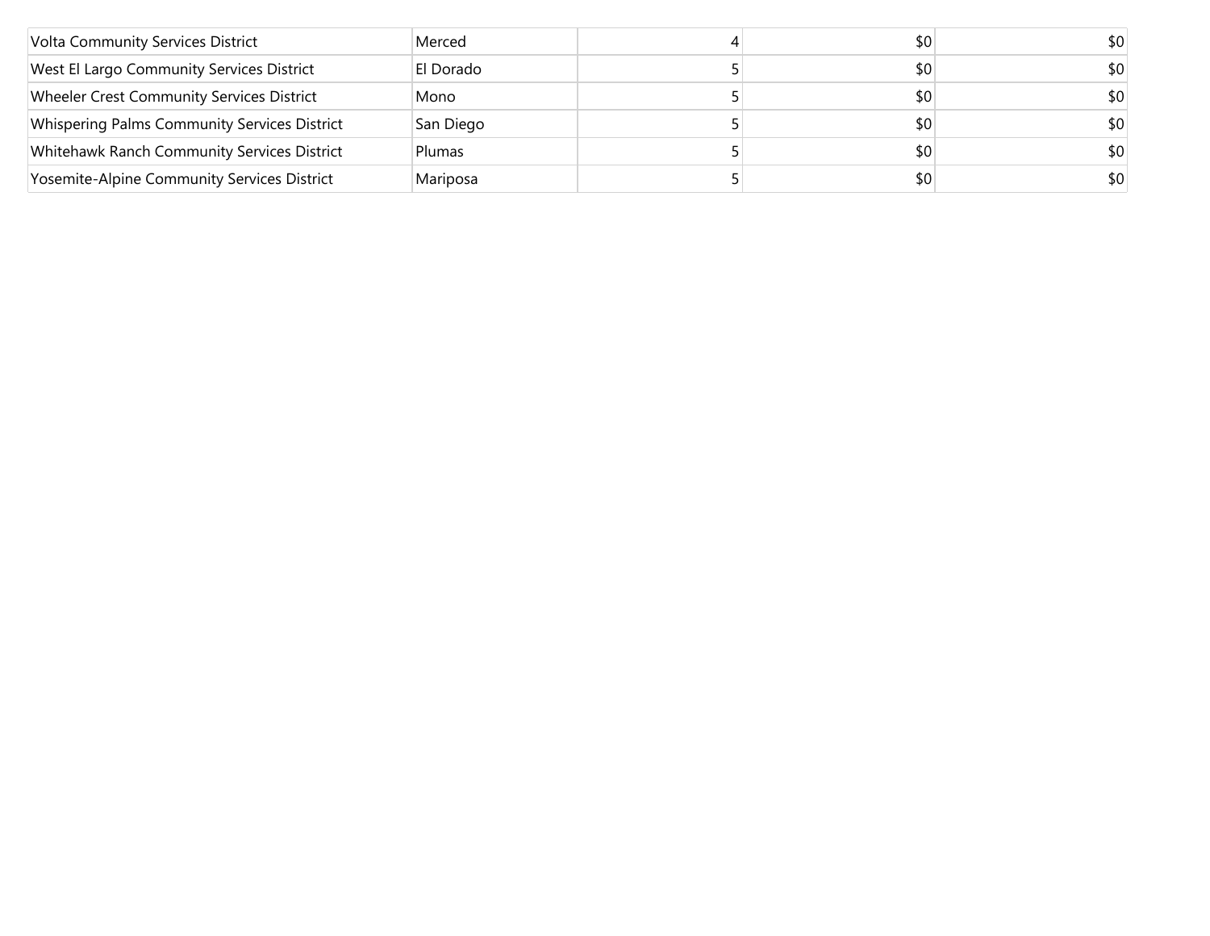| | | | | |
|---|---|---|---|---|
| Volta Community Services District | Merced | 4 | $0 | $0 |
| West El Largo Community Services District | El Dorado | 5 | $0 | $0 |
| Wheeler Crest Community Services District | Mono | 5 | $0 | $0 |
| Whispering Palms Community Services District | San Diego | 5 | $0 | $0 |
| Whitehawk Ranch Community Services District | Plumas | 5 | $0 | $0 |
| Yosemite-Alpine Community Services District | Mariposa | 5 | $0 | $0 |